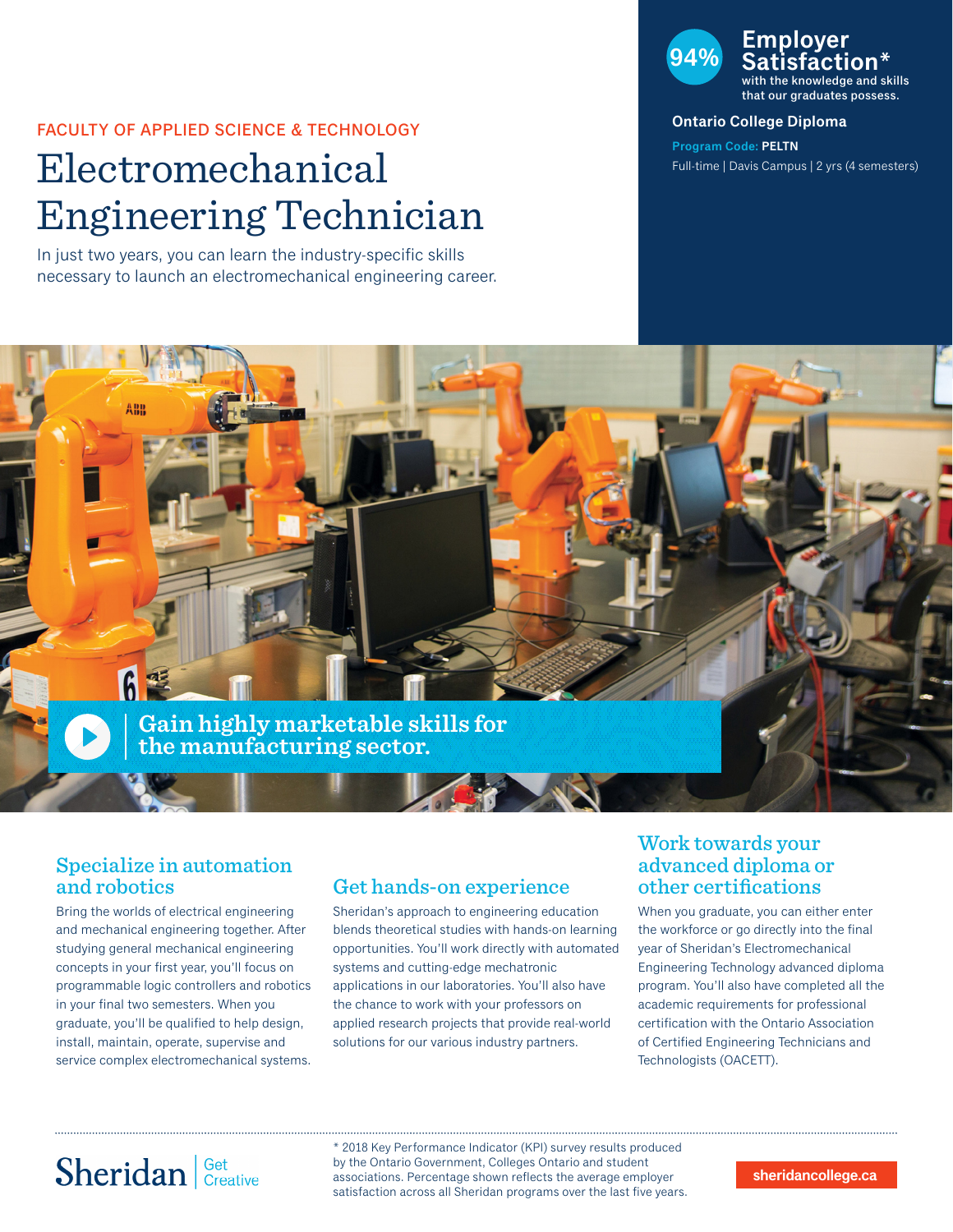FACULTY OF APPLIED SCIENCE & TECHNOLOGY

# Electromechanical Engineering Technician

In just two years, you can learn the industry-specific skills necessary to launch an electromechanical engineering career.

**94% Employer Satisfaction*** with the knowledge and skills that our graduates possess.

**Ontario College Diploma**

**Program Code:** PELTN

Full-time | Davis Campus | 2 yrs (4 semesters)

**Gain highly marketable skills for the manufacturing sector.**

## Specialize in automation and robotics

Bring the worlds of electrical engineering and mechanical engineering together. After studying general mechanical engineering concepts in your first year, you'll focus on programmable logic controllers and robotics in your final two semesters. When you graduate, you'll be qualified to help design, install, maintain, operate, supervise and service complex electromechanical systems.

## Get hands-on experience

Sheridan's approach to engineering education blends theoretical studies with hands-on learning opportunities. You'll work directly with automated systems and cutting-edge mechatronic applications in our laboratories. You'll also have the chance to work with your professors on applied research projects that provide real-world solutions for our various industry partners.

## Work towards your advanced diploma or other certifications

When you graduate, you can either enter the workforce or go directly into the final year of Sheridan's Electromechanical Engineering Technology advanced diploma program. You'll also have completed all the academic requirements for professional certification with the Ontario Association of Certified Engineering Technicians and Technologists (OACETT).

---

Sheridan | Get Creative

* 2018 Key Performance Indicator (KPI) survey results produced by the Ontario Government, Colleges Ontario and student associations. Percentage shown reflects the average employer satisfaction across all Sheridan programs over the last five years.

sheridancollege.ca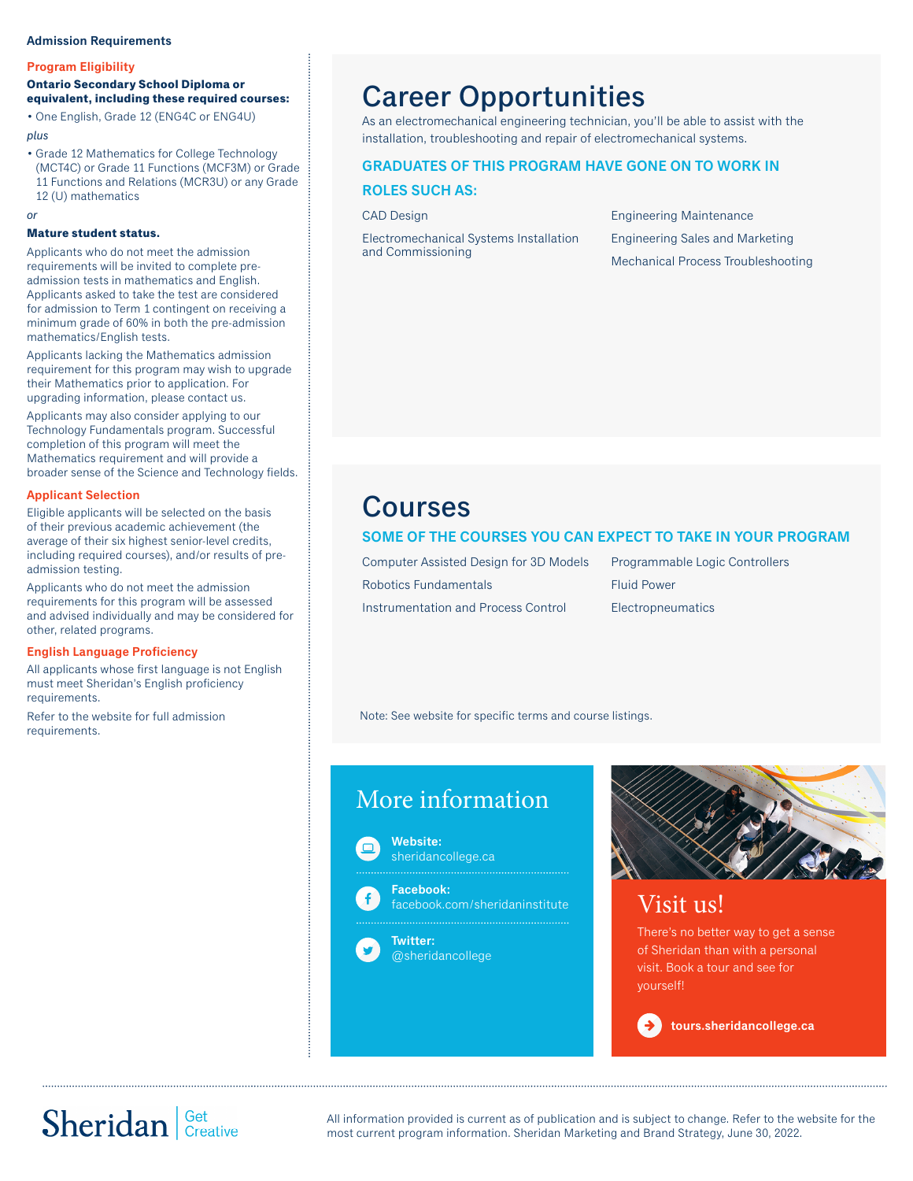## Admission Requirements

### Program Eligibility

**Ontario Secondary School Diploma or equivalent, including these required courses:**

- One English, Grade 12 (ENG4C or ENG4U)

*plus*

- Grade 12 Mathematics for College Technology (MCT4C) or Grade 11 Functions (MCF3M) or Grade 11 Functions and Relations (MCR3U) or any Grade 12 (U) mathematics

*or*

**Mature student status.**

Applicants who do not meet the admission requirements will be invited to complete pre-admission tests in mathematics and English. Applicants asked to take the test are considered for admission to Term 1 contingent on receiving a minimum grade of 60% in both the pre-admission mathematics/English tests.

Applicants lacking the Mathematics admission requirement for this program may wish to upgrade their Mathematics prior to application. For upgrading information, please contact us.

Applicants may also consider applying to our Technology Fundamentals program. Successful completion of this program will meet the Mathematics requirement and will provide a broader sense of the Science and Technology fields.

### Applicant Selection

Eligible applicants will be selected on the basis of their previous academic achievement (the average of their six highest senior-level credits, including required courses), and/or results of pre-admission testing.

Applicants who do not meet the admission requirements for this program will be assessed and advised individually and may be considered for other, related programs.

### English Language Proficiency

All applicants whose first language is not English must meet Sheridan's English proficiency requirements.

Refer to the website for full admission requirements.

# Career Opportunities

As an electromechanical engineering technician, you'll be able to assist with the installation, troubleshooting and repair of electromechanical systems.

### GRADUATES OF THIS PROGRAM HAVE GONE ON TO WORK IN ROLES SUCH AS:

- CAD Design
- Electromechanical Systems Installation and Commissioning
- Engineering Maintenance
- Engineering Sales and Marketing
- Mechanical Process Troubleshooting

# Courses

### SOME OF THE COURSES YOU CAN EXPECT TO TAKE IN YOUR PROGRAM

- Computer Assisted Design for 3D Models
- Robotics Fundamentals
- Instrumentation and Process Control
- Programmable Logic Controllers
- Fluid Power
- Electropneumatics

Note: See website for specific terms and course listings.

## More information

**Website:**
sheridancollege.ca

**Facebook:**
facebook.com/sheridaninstitute

**Twitter:**
@sheridancollege

## Visit us!

There's no better way to get a sense of Sheridan than with a personal visit. Book a tour and see for yourself!

**tours.sheridancollege.ca**

Sheridan | Get Creative

All information provided is current as of publication and is subject to change. Refer to the website for the most current program information. Sheridan Marketing and Brand Strategy, June 30, 2022.